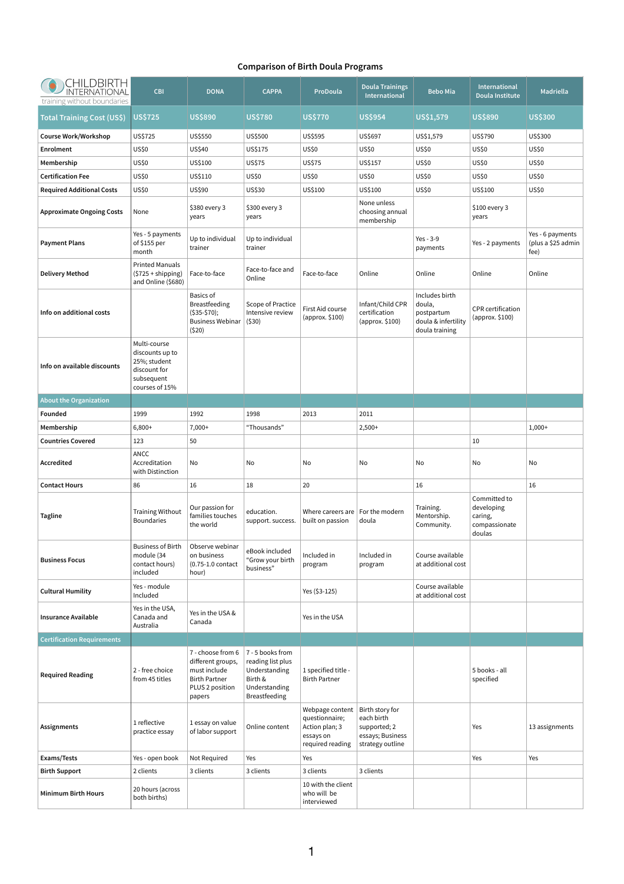# Comparison of Birth Doula Programs

| CHILDBIRTH INTERNATIONAL training without boundaries | CBI | DONA | CAPPA | ProDoula | Doula Trainings International | Bebo Mia | International Doula Institute | Madriella |
|---|---|---|---|---|---|---|---|---|
| **Total Training Cost (US$)** | US$725 | US$890 | US$780 | US$770 | US$954 | US$1,579 | US$890 | US$300 |
| **Course Work/Workshop** | US$725 | US$550 | US$500 | US$595 | US$697 | US$1,579 | US$790 | US$300 |
| **Enrolment** | US$0 | US$40 | US$175 | US$0 | US$0 | US$0 | US$0 | US$0 |
| **Membership** | US$0 | US$100 | US$75 | US$75 | US$157 | US$0 | US$0 | US$0 |
| **Certification Fee** | US$0 | US$110 | US$0 | US$0 | US$0 | US$0 | US$0 | US$0 |
| **Required Additional Costs** | US$0 | US$90 | US$30 | US$100 | US$100 | US$0 | US$100 | US$0 |
| **Approximate Ongoing Costs** | None | $380 every 3 years | $300 every 3 years | | None unless choosing annual membership | | $100 every 3 years | |
| **Payment Plans** | Yes - 5 payments of $155 per month | Up to individual trainer | Up to individual trainer | | | Yes - 3-9 payments | Yes - 2 payments | Yes - 6 payments (plus a $25 admin fee) |
| **Delivery Method** | Printed Manuals ($725 + shipping) and Online ($680) | Face-to-face | Face-to-face and Online | Face-to-face | Online | Online | Online | Online |
| **Info on additional costs** | | Basics of Breastfeeding ($35-$70); Business Webinar ($20) | Scope of Practice Intensive review ($30) | First Aid course (approx. $100) | Infant/Child CPR certification (approx. $100) | Includes birth doula, postpartum doula & infertility doula training | CPR certification (approx. $100) | |
| **Info on available discounts** | Multi-course discounts up to 25%; student discount for subsequent courses of 15% | | | | | | | |
| **About the Organization** | | | | | | | | |
| **Founded** | 1999 | 1992 | 1998 | 2013 | 2011 | | | |
| **Membership** | 6,800+ | 7,000+ | "Thousands" | | 2,500+ | | | 1,000+ |
| **Countries Covered** | 123 | 50 | | | | | 10 | |
| **Accredited** | ANCC Accreditation with Distinction | No | No | No | No | No | No | No |
| **Contact Hours** | 86 | 16 | 18 | 20 | | 16 | | 16 |
| **Tagline** | Training Without Boundaries | Our passion for families touches the world | education. support. success. | Where careers are built on passion | For the modern doula | Training. Mentorship. Community. | Committed to developing caring, compassionate doulas | |
| **Business Focus** | Business of Birth module (34 contact hours) included | Observe webinar on business (0.75-1.0 contact hour) | eBook included "Grow your birth business" | Included in program | Included in program | Course available at additional cost | | |
| **Cultural Humility** | Yes - module Included | | | Yes ($3-125) | | Course available at additional cost | | |
| **Insurance Available** | Yes in the USA, Canada and Australia | Yes in the USA & Canada | | Yes in the USA | | | | |
| **Certification Requirements** | | | | | | | | |
| **Required Reading** | 2 - free choice from 45 titles | 7 - choose from 6 different groups, must include Birth Partner PLUS 2 position papers | 7 - 5 books from reading list plus Understanding Birth & Understanding Breastfeeding | 1 specified title - Birth Partner | | | 5 books - all specified | |
| **Assignments** | 1 reflective practice essay | 1 essay on value of labor support | Online content | Webpage content questionnaire; Action plan; 3 essays on required reading | Birth story for each birth supported; 2 essays; Business strategy outline | | Yes | 13 assignments |
| **Exams/Tests** | Yes - open book | Not Required | Yes | Yes | | | Yes | Yes |
| **Birth Support** | 2 clients | 3 clients | 3 clients | 3 clients | 3 clients | | | |
| **Minimum Birth Hours** | 20 hours (across both births) | | | 10 with the client who will be interviewed | | | | |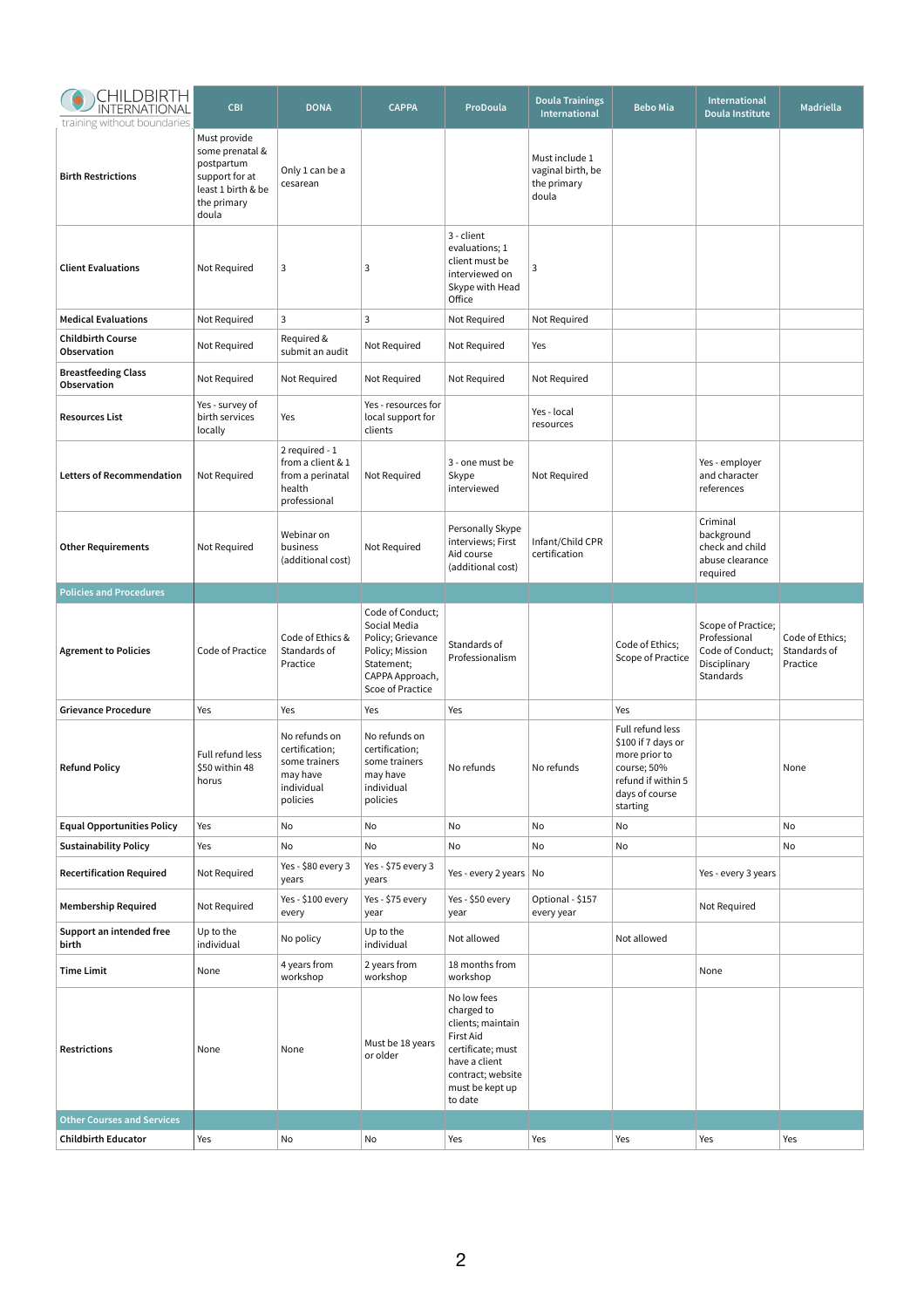| CHILDBIRTH INTERNATIONAL training without boundaries | CBI | DONA | CAPPA | ProDoula | Doula Trainings International | Bebo Mia | International Doula Institute | Madriella |
|---|---|---|---|---|---|---|---|---|
| **Birth Restrictions** | Must provide some prenatal & postpartum support for at least 1 birth & be the primary doula | Only 1 can be a cesarean | | | Must include 1 vaginal birth, be the primary doula | | | |
| **Client Evaluations** | Not Required | 3 | 3 | 3 - client evaluations; 1 client must be interviewed on Skype with Head Office | 3 | | | |
| **Medical Evaluations** | Not Required | 3 | 3 | Not Required | Not Required | | | |
| **Childbirth Course Observation** | Not Required | Required & submit an audit | Not Required | Not Required | Yes | | | |
| **Breastfeeding Class Observation** | Not Required | Not Required | Not Required | Not Required | Not Required | | | |
| **Resources List** | Yes - survey of birth services locally | Yes | Yes - resources for local support for clients | | Yes - local resources | | | |
| **Letters of Recommendation** | Not Required | 2 required - 1 from a client & 1 from a perinatal health professional | Not Required | 3 - one must be Skype interviewed | Not Required | | Yes - employer and character references | |
| **Other Requirements** | Not Required | Webinar on business (additional cost) | Not Required | Personally Skype interviews; First Aid course (additional cost) | Infant/Child CPR certification | | Criminal background check and child abuse clearance required | |
| **Policies and Procedures** | | | | | | | | |
| **Agrement to Policies** | Code of Practice | Code of Ethics & Standards of Practice | Code of Conduct; Social Media Policy; Grievance Policy; Mission Statement; CAPPA Approach, Scoe of Practice | Standards of Professionalism | | Code of Ethics; Scope of Practice | Scope of Practice; Professional Code of Conduct; Disciplinary Standards | Code of Ethics; Standards of Practice |
| **Grievance Procedure** | Yes | Yes | Yes | Yes | | Yes | | |
| **Refund Policy** | Full refund less $50 within 48 horus | No refunds on certification; some trainers may have individual policies | No refunds on certification; some trainers may have individual policies | No refunds | No refunds | Full refund less $100 if 7 days or more prior to course; 50% refund if within 5 days of course starting | | None |
| **Equal Opportunities Policy** | Yes | No | No | No | No | No | | No |
| **Sustainability Policy** | Yes | No | No | No | No | No | | No |
| **Recertification Required** | Not Required | Yes - $80 every 3 years | Yes - $75 every 3 years | Yes - every 2 years | No | | Yes - every 3 years | |
| **Membership Required** | Not Required | Yes - $100 every every | Yes - $75 every year | Yes - $50 every year | Optional - $157 every year | | Not Required | |
| **Support an intended free birth** | Up to the individual | No policy | Up to the individual | Not allowed | | Not allowed | | |
| **Time Limit** | None | 4 years from workshop | 2 years from workshop | 18 months from workshop | | | None | |
| **Restrictions** | None | None | Must be 18 years or older | No low fees charged to clients; maintain First Aid certificate; must have a client contract; website must be kept up to date | | | | |
| **Other Courses and Services** | | | | | | | | |
| **Childbirth Educator** | Yes | No | No | Yes | Yes | Yes | Yes | Yes |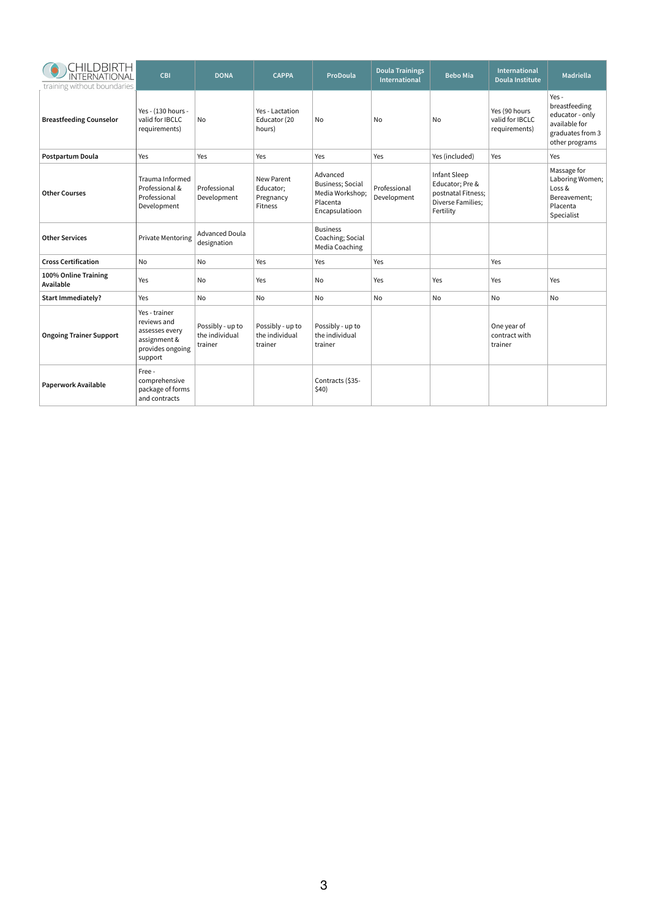| CHILDBIRTH INTERNATIONAL training without boundaries | CBI | DONA | CAPPA | ProDoula | Doula Trainings International | Bebo Mia | International Doula Institute | Madriella |
|---|---|---|---|---|---|---|---|---|
| **Breastfeeding Counselor** | Yes - (130 hours - valid for IBCLC requirements) | No | Yes - Lactation Educator (20 hours) | No | No | No | Yes (90 hours valid for IBCLC requirements) | Yes - breastfeeding educator - only available for graduates from 3 other programs |
| **Postpartum Doula** | Yes | Yes | Yes | Yes | Yes | Yes (included) | Yes | Yes |
| **Other Courses** | Trauma Informed Professional & Professional Development | Professional Development | New Parent Educator; Pregnancy Fitness | Advanced Business; Social Media Workshop; Placenta Encapsulatioon | Professional Development | Infant Sleep Educator; Pre & postnatal Fitness; Diverse Families; Fertility | | Massage for Laboring Women; Loss & Bereavement; Placenta Specialist |
| **Other Services** | Private Mentoring | Advanced Doula designation | | Business Coaching; Social Media Coaching | | | | |
| **Cross Certification** | No | No | Yes | Yes | Yes | | Yes | |
| **100% Online Training Available** | Yes | No | Yes | No | Yes | Yes | Yes | Yes |
| **Start Immediately?** | Yes | No | No | No | No | No | No | No |
| **Ongoing Trainer Support** | Yes - trainer reviews and assesses every assignment & provides ongoing support | Possibly - up to the individual trainer | Possibly - up to the individual trainer | Possibly - up to the individual trainer | | | One year of contract with trainer | |
| **Paperwork Available** | Free - comprehensive package of forms and contracts | | | Contracts ($35-$40) | | | | |